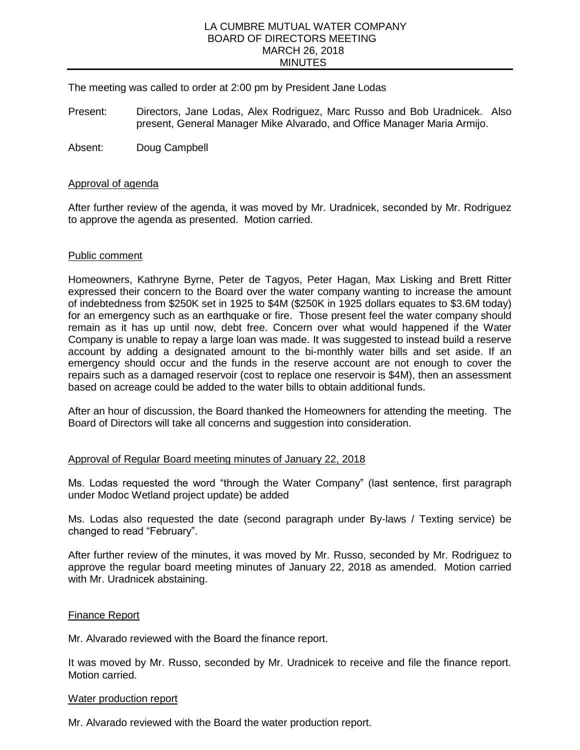# LA CUMBRE MUTUAL WATER COMPANY
## BOARD OF DIRECTORS MEETING
## MARCH 26, 2018
## MINUTES

The meeting was called to order at 2:00 pm by President Jane Lodas

Present: Directors, Jane Lodas, Alex Rodriguez, Marc Russo and Bob Uradnicek. Also present, General Manager Mike Alvarado, and Office Manager Maria Armijo.

Absent: Doug Campbell

### Approval of agenda

After further review of the agenda, it was moved by Mr. Uradnicek, seconded by Mr. Rodriguez to approve the agenda as presented. Motion carried.

### Public comment

Homeowners, Kathryne Byrne, Peter de Tagyos, Peter Hagan, Max Lisking and Brett Ritter expressed their concern to the Board over the water company wanting to increase the amount of indebtedness from $250K set in 1925 to $4M ($250K in 1925 dollars equates to $3.6M today) for an emergency such as an earthquake or fire. Those present feel the water company should remain as it has up until now, debt free. Concern over what would happened if the Water Company is unable to repay a large loan was made. It was suggested to instead build a reserve account by adding a designated amount to the bi-monthly water bills and set aside. If an emergency should occur and the funds in the reserve account are not enough to cover the repairs such as a damaged reservoir (cost to replace one reservoir is $4M), then an assessment based on acreage could be added to the water bills to obtain additional funds.

After an hour of discussion, the Board thanked the Homeowners for attending the meeting. The Board of Directors will take all concerns and suggestion into consideration.

### Approval of Regular Board meeting minutes of January 22, 2018

Ms. Lodas requested the word "through the Water Company" (last sentence, first paragraph under Modoc Wetland project update) be added

Ms. Lodas also requested the date (second paragraph under By-laws / Texting service) be changed to read "February".

After further review of the minutes, it was moved by Mr. Russo, seconded by Mr. Rodriguez to approve the regular board meeting minutes of January 22, 2018 as amended. Motion carried with Mr. Uradnicek abstaining.

### Finance Report

Mr. Alvarado reviewed with the Board the finance report.

It was moved by Mr. Russo, seconded by Mr. Uradnicek to receive and file the finance report. Motion carried.

### Water production report

Mr. Alvarado reviewed with the Board the water production report.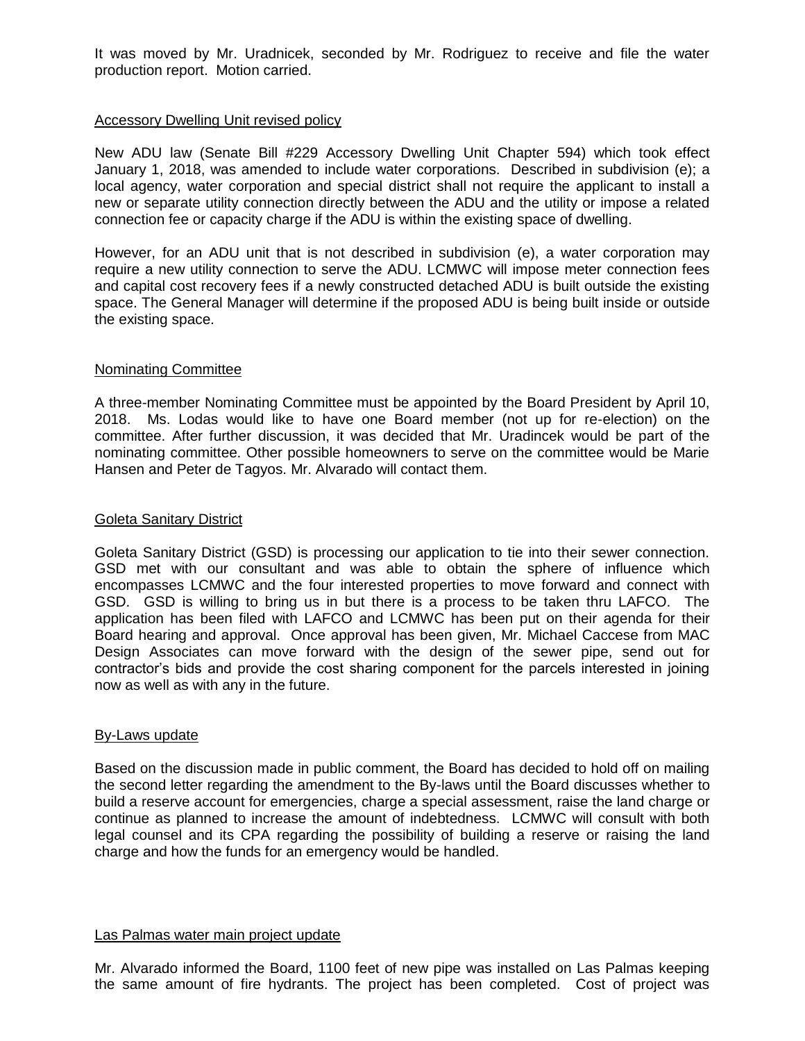It was moved by Mr. Uradnicek, seconded by Mr. Rodriguez to receive and file the water production report. Motion carried.

<u>Accessory Dwelling Unit revised policy</u>

New ADU law (Senate Bill #229 Accessory Dwelling Unit Chapter 594) which took effect January 1, 2018, was amended to include water corporations. Described in subdivision (e); a local agency, water corporation and special district shall not require the applicant to install a new or separate utility connection directly between the ADU and the utility or impose a related connection fee or capacity charge if the ADU is within the existing space of dwelling.

However, for an ADU unit that is not described in subdivision (e), a water corporation may require a new utility connection to serve the ADU. LCMWC will impose meter connection fees and capital cost recovery fees if a newly constructed detached ADU is built outside the existing space. The General Manager will determine if the proposed ADU is being built inside or outside the existing space.

<u>Nominating Committee</u>

A three-member Nominating Committee must be appointed by the Board President by April 10, 2018. Ms. Lodas would like to have one Board member (not up for re-election) on the committee. After further discussion, it was decided that Mr. Uradincek would be part of the nominating committee. Other possible homeowners to serve on the committee would be Marie Hansen and Peter de Tagyos. Mr. Alvarado will contact them.

<u>Goleta Sanitary District</u>

Goleta Sanitary District (GSD) is processing our application to tie into their sewer connection. GSD met with our consultant and was able to obtain the sphere of influence which encompasses LCMWC and the four interested properties to move forward and connect with GSD. GSD is willing to bring us in but there is a process to be taken thru LAFCO. The application has been filed with LAFCO and LCMWC has been put on their agenda for their Board hearing and approval. Once approval has been given, Mr. Michael Caccese from MAC Design Associates can move forward with the design of the sewer pipe, send out for contractor's bids and provide the cost sharing component for the parcels interested in joining now as well as with any in the future.

<u>By-Laws update</u>

Based on the discussion made in public comment, the Board has decided to hold off on mailing the second letter regarding the amendment to the By-laws until the Board discusses whether to build a reserve account for emergencies, charge a special assessment, raise the land charge or continue as planned to increase the amount of indebtedness. LCMWC will consult with both legal counsel and its CPA regarding the possibility of building a reserve or raising the land charge and how the funds for an emergency would be handled.

<u>Las Palmas water main project update</u>

Mr. Alvarado informed the Board, 1100 feet of new pipe was installed on Las Palmas keeping the same amount of fire hydrants. The project has been completed. Cost of project was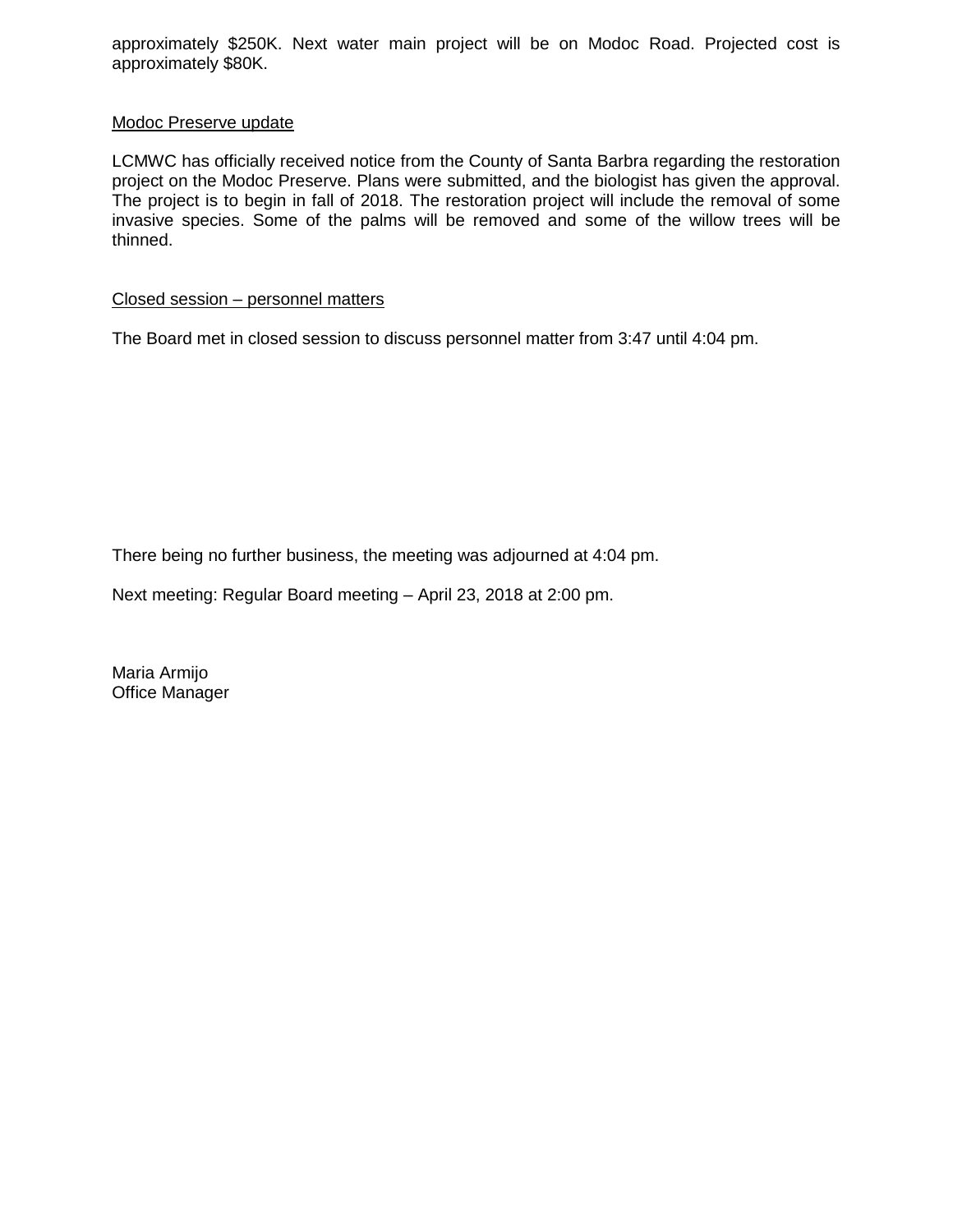approximately $250K. Next water main project will be on Modoc Road. Projected cost is approximately $80K.

<u>Modoc Preserve update</u>

LCMWC has officially received notice from the County of Santa Barbra regarding the restoration project on the Modoc Preserve. Plans were submitted, and the biologist has given the approval. The project is to begin in fall of 2018. The restoration project will include the removal of some invasive species. Some of the palms will be removed and some of the willow trees will be thinned.

<u>Closed session – personnel matters</u>

The Board met in closed session to discuss personnel matter from 3:47 until 4:04 pm.

There being no further business, the meeting was adjourned at 4:04 pm.

Next meeting: Regular Board meeting – April 23, 2018 at 2:00 pm.

Maria Armijo
Office Manager